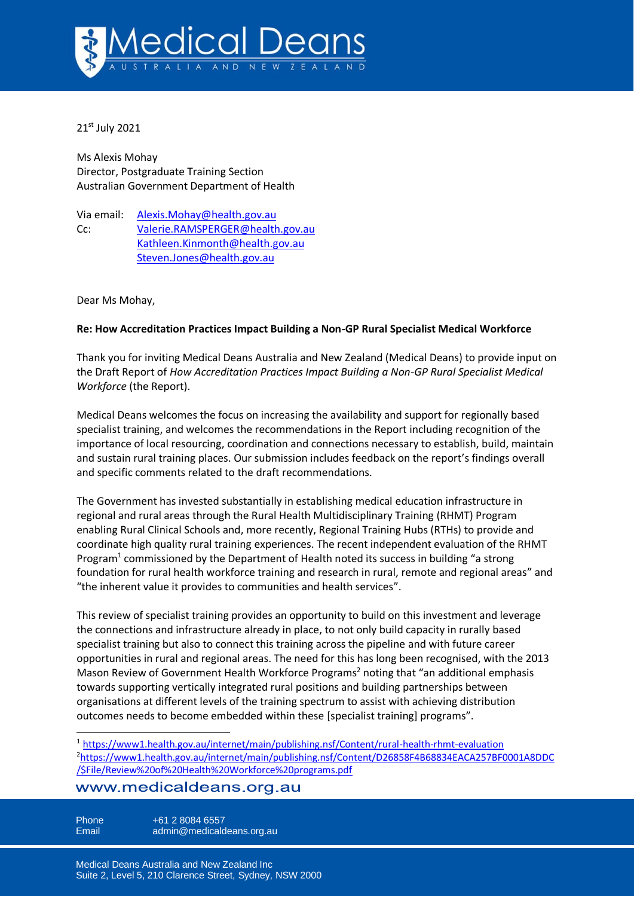21st July 2021

Ms Alexis Mohay
Director, Postgraduate Training Section
Australian Government Department of Health

Via email: Alexis.Mohay@health.gov.au
Cc: Valerie.RAMSPERGER@health.gov.au
Kathleen.Kinmonth@health.gov.au
Steven.Jones@health.gov.au

Dear Ms Mohay,

**Re: How Accreditation Practices Impact Building a Non-GP Rural Specialist Medical Workforce**

Thank you for inviting Medical Deans Australia and New Zealand (Medical Deans) to provide input on the Draft Report of *How Accreditation Practices Impact Building a Non-GP Rural Specialist Medical Workforce* (the Report).

Medical Deans welcomes the focus on increasing the availability and support for regionally based specialist training, and welcomes the recommendations in the Report including recognition of the importance of local resourcing, coordination and connections necessary to establish, build, maintain and sustain rural training places. Our submission includes feedback on the report's findings overall and specific comments related to the draft recommendations.

The Government has invested substantially in establishing medical education infrastructure in regional and rural areas through the Rural Health Multidisciplinary Training (RHMT) Program enabling Rural Clinical Schools and, more recently, Regional Training Hubs (RTHs) to provide and coordinate high quality rural training experiences. The recent independent evaluation of the RHMT Program[1] commissioned by the Department of Health noted its success in building "a strong foundation for rural health workforce training and research in rural, remote and regional areas" and "the inherent value it provides to communities and health services".

This review of specialist training provides an opportunity to build on this investment and leverage the connections and infrastructure already in place, to not only build capacity in rurally based specialist training but also to connect this training across the pipeline and with future career opportunities in rural and regional areas. The need for this has long been recognised, with the 2013 Mason Review of Government Health Workforce Programs[2] noting that "an additional emphasis towards supporting vertically integrated rural positions and building partnerships between organisations at different levels of the training spectrum to assist with achieving distribution outcomes needs to become embedded within these [specialist training] programs".

[1] https://www1.health.gov.au/internet/main/publishing.nsf/Content/rural-health-rhmt-evaluation
[2] https://www1.health.gov.au/internet/main/publishing.nsf/Content/D26858F4B68834EACA257BF0001A8DDC/$File/Review%20of%20Health%20Workforce%20programs.pdf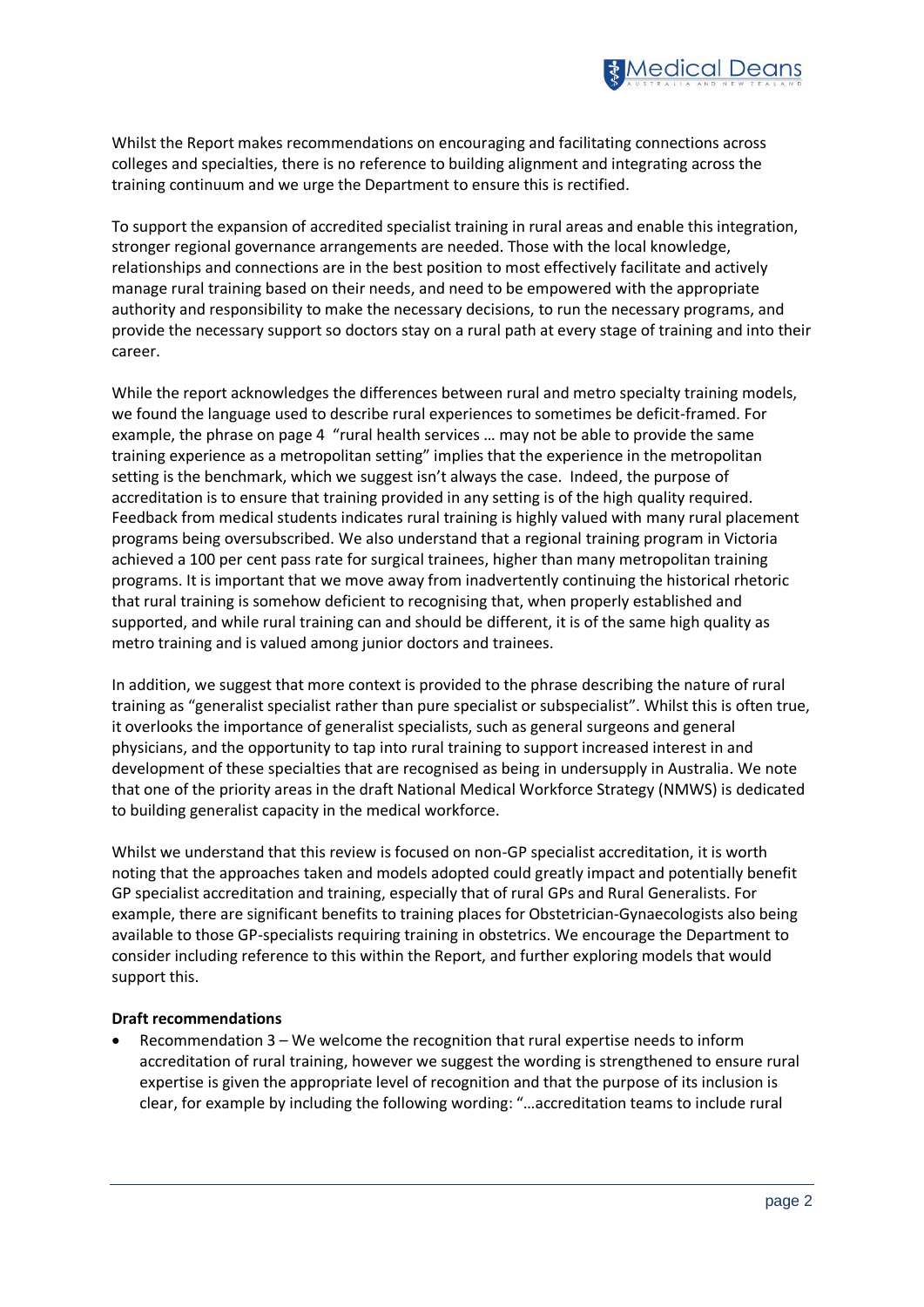Whilst the Report makes recommendations on encouraging and facilitating connections across colleges and specialties, there is no reference to building alignment and integrating across the training continuum and we urge the Department to ensure this is rectified.

To support the expansion of accredited specialist training in rural areas and enable this integration, stronger regional governance arrangements are needed. Those with the local knowledge, relationships and connections are in the best position to most effectively facilitate and actively manage rural training based on their needs, and need to be empowered with the appropriate authority and responsibility to make the necessary decisions, to run the necessary programs, and provide the necessary support so doctors stay on a rural path at every stage of training and into their career.

While the report acknowledges the differences between rural and metro specialty training models, we found the language used to describe rural experiences to sometimes be deficit-framed. For example, the phrase on page 4 "rural health services … may not be able to provide the same training experience as a metropolitan setting" implies that the experience in the metropolitan setting is the benchmark, which we suggest isn't always the case. Indeed, the purpose of accreditation is to ensure that training provided in any setting is of the high quality required. Feedback from medical students indicates rural training is highly valued with many rural placement programs being oversubscribed. We also understand that a regional training program in Victoria achieved a 100 per cent pass rate for surgical trainees, higher than many metropolitan training programs. It is important that we move away from inadvertently continuing the historical rhetoric that rural training is somehow deficient to recognising that, when properly established and supported, and while rural training can and should be different, it is of the same high quality as metro training and is valued among junior doctors and trainees.

In addition, we suggest that more context is provided to the phrase describing the nature of rural training as "generalist specialist rather than pure specialist or subspecialist". Whilst this is often true, it overlooks the importance of generalist specialists, such as general surgeons and general physicians, and the opportunity to tap into rural training to support increased interest in and development of these specialties that are recognised as being in undersupply in Australia. We note that one of the priority areas in the draft National Medical Workforce Strategy (NMWS) is dedicated to building generalist capacity in the medical workforce.

Whilst we understand that this review is focused on non-GP specialist accreditation, it is worth noting that the approaches taken and models adopted could greatly impact and potentially benefit GP specialist accreditation and training, especially that of rural GPs and Rural Generalists. For example, there are significant benefits to training places for Obstetrician-Gynaecologists also being available to those GP-specialists requiring training in obstetrics. We encourage the Department to consider including reference to this within the Report, and further exploring models that would support this.

**Draft recommendations**

- Recommendation 3 – We welcome the recognition that rural expertise needs to inform accreditation of rural training, however we suggest the wording is strengthened to ensure rural expertise is given the appropriate level of recognition and that the purpose of its inclusion is clear, for example by including the following wording: "…accreditation teams to include rural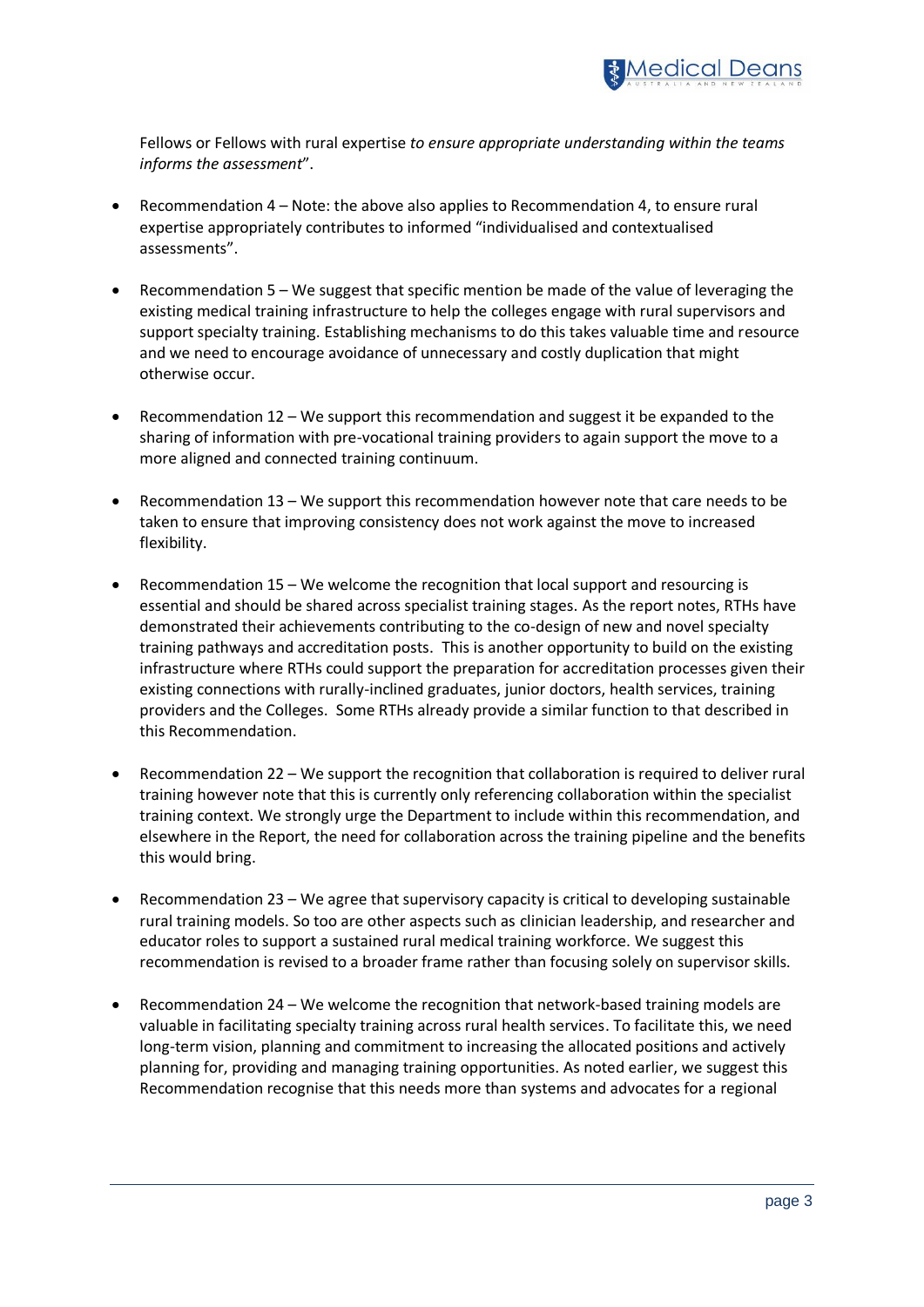Fellows or Fellows with rural expertise *to ensure appropriate understanding within the teams informs the assessment*".

- Recommendation 4 – Note: the above also applies to Recommendation 4, to ensure rural expertise appropriately contributes to informed "individualised and contextualised assessments".

- Recommendation 5 – We suggest that specific mention be made of the value of leveraging the existing medical training infrastructure to help the colleges engage with rural supervisors and support specialty training. Establishing mechanisms to do this takes valuable time and resource and we need to encourage avoidance of unnecessary and costly duplication that might otherwise occur.

- Recommendation 12 – We support this recommendation and suggest it be expanded to the sharing of information with pre-vocational training providers to again support the move to a more aligned and connected training continuum.

- Recommendation 13 – We support this recommendation however note that care needs to be taken to ensure that improving consistency does not work against the move to increased flexibility.

- Recommendation 15 – We welcome the recognition that local support and resourcing is essential and should be shared across specialist training stages. As the report notes, RTHs have demonstrated their achievements contributing to the co-design of new and novel specialty training pathways and accreditation posts. This is another opportunity to build on the existing infrastructure where RTHs could support the preparation for accreditation processes given their existing connections with rurally-inclined graduates, junior doctors, health services, training providers and the Colleges. Some RTHs already provide a similar function to that described in this Recommendation.

- Recommendation 22 – We support the recognition that collaboration is required to deliver rural training however note that this is currently only referencing collaboration within the specialist training context. We strongly urge the Department to include within this recommendation, and elsewhere in the Report, the need for collaboration across the training pipeline and the benefits this would bring.

- Recommendation 23 – We agree that supervisory capacity is critical to developing sustainable rural training models. So too are other aspects such as clinician leadership, and researcher and educator roles to support a sustained rural medical training workforce. We suggest this recommendation is revised to a broader frame rather than focusing solely on supervisor skills.

- Recommendation 24 – We welcome the recognition that network-based training models are valuable in facilitating specialty training across rural health services. To facilitate this, we need long-term vision, planning and commitment to increasing the allocated positions and actively planning for, providing and managing training opportunities. As noted earlier, we suggest this Recommendation recognise that this needs more than systems and advocates for a regional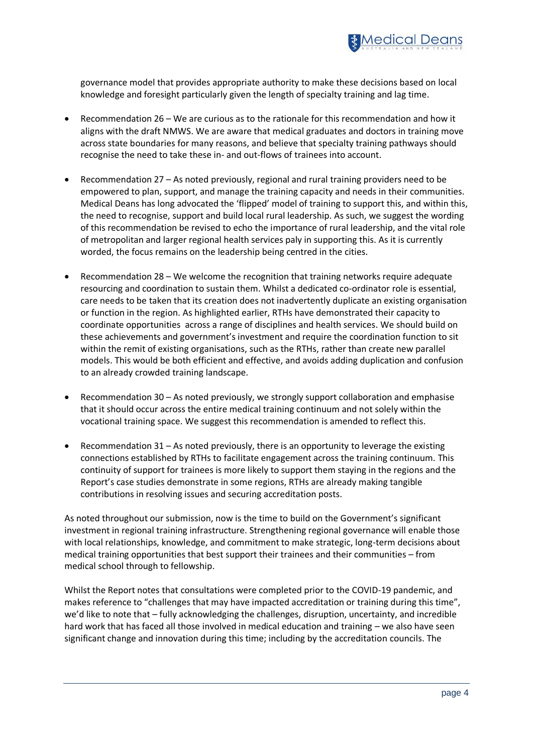governance model that provides appropriate authority to make these decisions based on local knowledge and foresight particularly given the length of specialty training and lag time.

- Recommendation 26 – We are curious as to the rationale for this recommendation and how it aligns with the draft NMWS. We are aware that medical graduates and doctors in training move across state boundaries for many reasons, and believe that specialty training pathways should recognise the need to take these in- and out-flows of trainees into account.

- Recommendation 27 – As noted previously, regional and rural training providers need to be empowered to plan, support, and manage the training capacity and needs in their communities. Medical Deans has long advocated the 'flipped' model of training to support this, and within this, the need to recognise, support and build local rural leadership. As such, we suggest the wording of this recommendation be revised to echo the importance of rural leadership, and the vital role of metropolitan and larger regional health services paly in supporting this. As it is currently worded, the focus remains on the leadership being centred in the cities.

- Recommendation 28 – We welcome the recognition that training networks require adequate resourcing and coordination to sustain them. Whilst a dedicated co-ordinator role is essential, care needs to be taken that its creation does not inadvertently duplicate an existing organisation or function in the region. As highlighted earlier, RTHs have demonstrated their capacity to coordinate opportunities across a range of disciplines and health services. We should build on these achievements and government's investment and require the coordination function to sit within the remit of existing organisations, such as the RTHs, rather than create new parallel models. This would be both efficient and effective, and avoids adding duplication and confusion to an already crowded training landscape.

- Recommendation 30 – As noted previously, we strongly support collaboration and emphasise that it should occur across the entire medical training continuum and not solely within the vocational training space. We suggest this recommendation is amended to reflect this.

- Recommendation 31 – As noted previously, there is an opportunity to leverage the existing connections established by RTHs to facilitate engagement across the training continuum. This continuity of support for trainees is more likely to support them staying in the regions and the Report's case studies demonstrate in some regions, RTHs are already making tangible contributions in resolving issues and securing accreditation posts.

As noted throughout our submission, now is the time to build on the Government's significant investment in regional training infrastructure. Strengthening regional governance will enable those with local relationships, knowledge, and commitment to make strategic, long-term decisions about medical training opportunities that best support their trainees and their communities – from medical school through to fellowship.

Whilst the Report notes that consultations were completed prior to the COVID-19 pandemic, and makes reference to "challenges that may have impacted accreditation or training during this time", we'd like to note that – fully acknowledging the challenges, disruption, uncertainty, and incredible hard work that has faced all those involved in medical education and training – we also have seen significant change and innovation during this time; including by the accreditation councils. The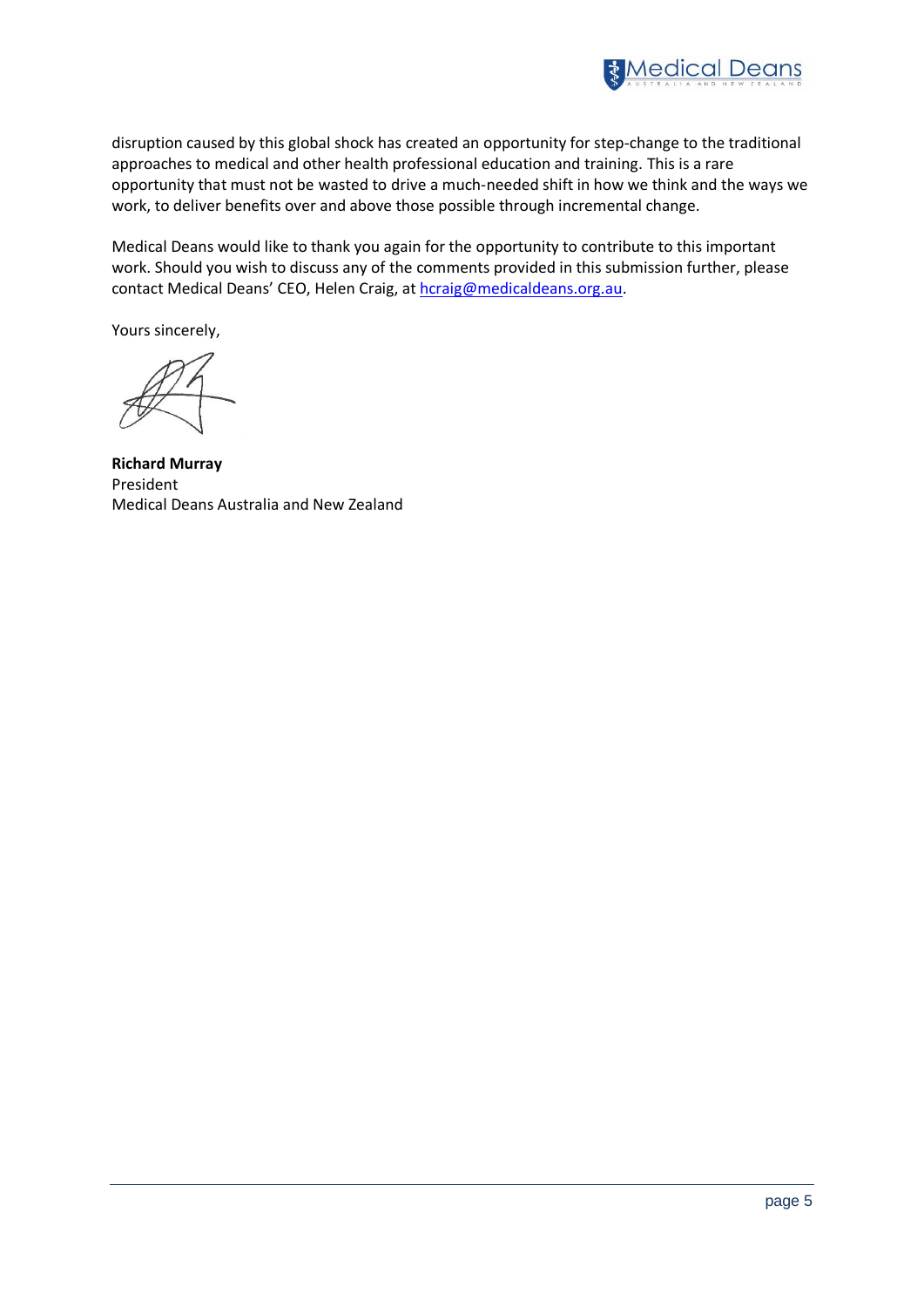disruption caused by this global shock has created an opportunity for step-change to the traditional approaches to medical and other health professional education and training. This is a rare opportunity that must not be wasted to drive a much-needed shift in how we think and the ways we work, to deliver benefits over and above those possible through incremental change.

Medical Deans would like to thank you again for the opportunity to contribute to this important work. Should you wish to discuss any of the comments provided in this submission further, please contact Medical Deans' CEO, Helen Craig, at hcraig@medicaldeans.org.au.

Yours sincerely,

**Richard Murray**
President
Medical Deans Australia and New Zealand